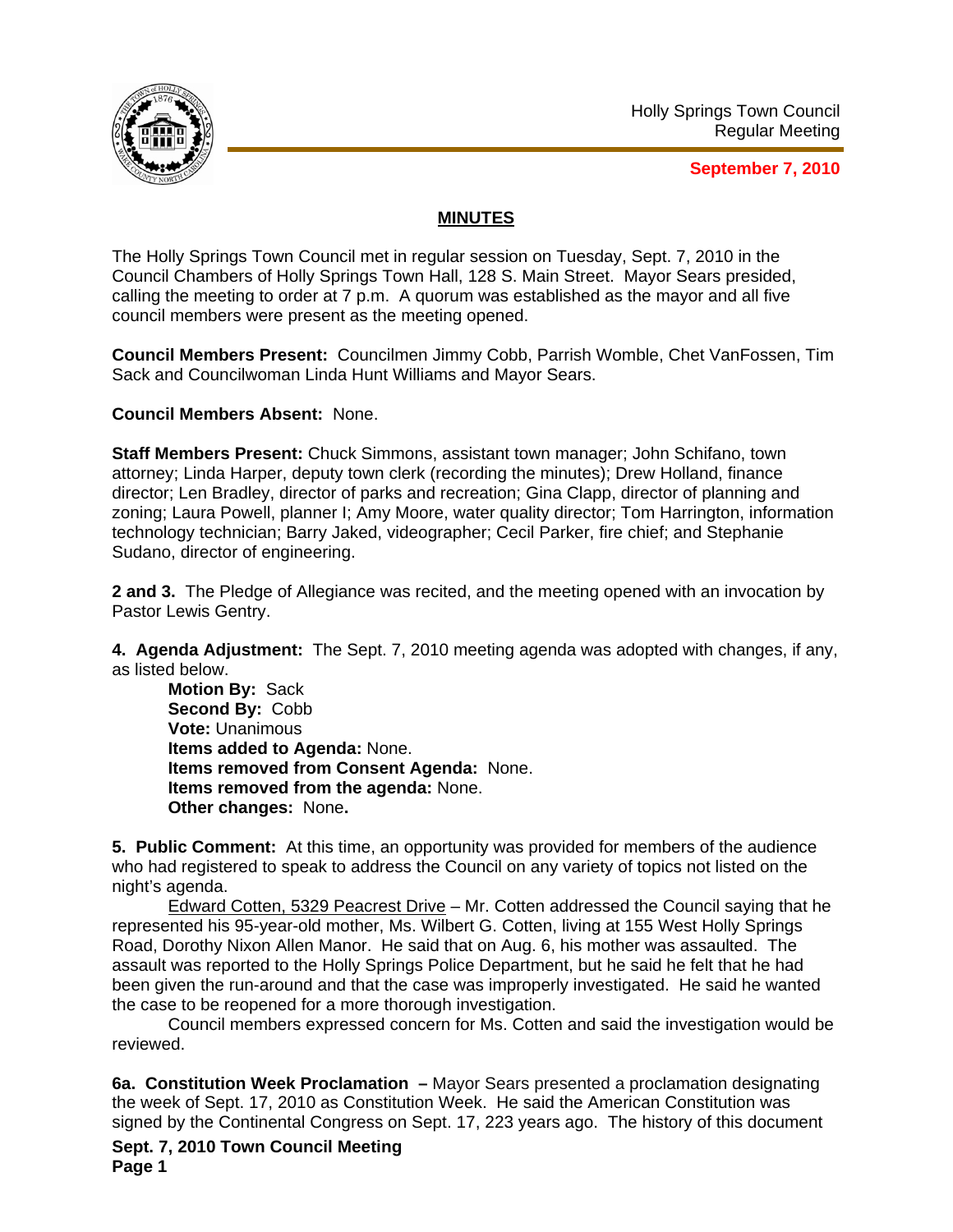Holly Springs Town Council
Regular Meeting

**September 7, 2010**

## MINUTES

The Holly Springs Town Council met in regular session on Tuesday, Sept. 7, 2010 in the Council Chambers of Holly Springs Town Hall, 128 S. Main Street. Mayor Sears presided, calling the meeting to order at 7 p.m. A quorum was established as the mayor and all five council members were present as the meeting opened.

**Council Members Present:** Councilmen Jimmy Cobb, Parrish Womble, Chet VanFossen, Tim Sack and Councilwoman Linda Hunt Williams and Mayor Sears.

**Council Members Absent:** None.

**Staff Members Present:** Chuck Simmons, assistant town manager; John Schifano, town attorney; Linda Harper, deputy town clerk (recording the minutes); Drew Holland, finance director; Len Bradley, director of parks and recreation; Gina Clapp, director of planning and zoning; Laura Powell, planner I; Amy Moore, water quality director; Tom Harrington, information technology technician; Barry Jaked, videographer; Cecil Parker, fire chief; and Stephanie Sudano, director of engineering.

**2 and 3.** The Pledge of Allegiance was recited, and the meeting opened with an invocation by Pastor Lewis Gentry.

**4. Agenda Adjustment:** The Sept. 7, 2010 meeting agenda was adopted with changes, if any, as listed below.

**Motion By:** Sack
**Second By:** Cobb
**Vote:** Unanimous
**Items added to Agenda:** None.
**Items removed from Consent Agenda:** None.
**Items removed from the agenda:** None.
**Other changes:** None**.**

**5. Public Comment:** At this time, an opportunity was provided for members of the audience who had registered to speak to address the Council on any variety of topics not listed on the night's agenda.

Edward Cotten, 5329 Peacrest Drive – Mr. Cotten addressed the Council saying that he represented his 95-year-old mother, Ms. Wilbert G. Cotten, living at 155 West Holly Springs Road, Dorothy Nixon Allen Manor. He said that on Aug. 6, his mother was assaulted. The assault was reported to the Holly Springs Police Department, but he said he felt that he had been given the run-around and that the case was improperly investigated. He said he wanted the case to be reopened for a more thorough investigation.

Council members expressed concern for Ms. Cotten and said the investigation would be reviewed.

**6a. Constitution Week Proclamation –** Mayor Sears presented a proclamation designating the week of Sept. 17, 2010 as Constitution Week. He said the American Constitution was signed by the Continental Congress on Sept. 17, 223 years ago. The history of this document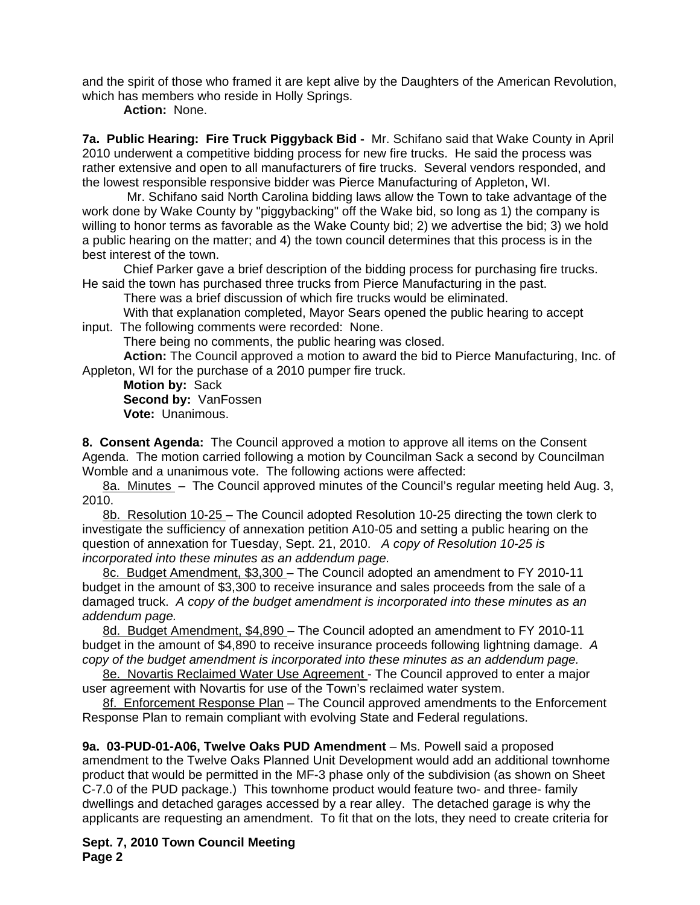and the spirit of those who framed it are kept alive by the Daughters of the American Revolution, which has members who reside in Holly Springs.

**Action:** None.

**7a. Public Hearing: Fire Truck Piggyback Bid -** Mr. Schifano said that Wake County in April 2010 underwent a competitive bidding process for new fire trucks. He said the process was rather extensive and open to all manufacturers of fire trucks. Several vendors responded, and the lowest responsible responsive bidder was Pierce Manufacturing of Appleton, WI.

Mr. Schifano said North Carolina bidding laws allow the Town to take advantage of the work done by Wake County by "piggybacking" off the Wake bid, so long as 1) the company is willing to honor terms as favorable as the Wake County bid; 2) we advertise the bid; 3) we hold a public hearing on the matter; and 4) the town council determines that this process is in the best interest of the town.

Chief Parker gave a brief description of the bidding process for purchasing fire trucks. He said the town has purchased three trucks from Pierce Manufacturing in the past.

There was a brief discussion of which fire trucks would be eliminated.

With that explanation completed, Mayor Sears opened the public hearing to accept input. The following comments were recorded: None.

There being no comments, the public hearing was closed.

**Action:** The Council approved a motion to award the bid to Pierce Manufacturing, Inc. of Appleton, WI for the purchase of a 2010 pumper fire truck.

**Motion by:** Sack
**Second by:** VanFossen
**Vote:** Unanimous.

**8. Consent Agenda:** The Council approved a motion to approve all items on the Consent Agenda. The motion carried following a motion by Councilman Sack a second by Councilman Womble and a unanimous vote. The following actions were affected:

8a. Minutes – The Council approved minutes of the Council's regular meeting held Aug. 3, 2010.

8b. Resolution 10-25 – The Council adopted Resolution 10-25 directing the town clerk to investigate the sufficiency of annexation petition A10-05 and setting a public hearing on the question of annexation for Tuesday, Sept. 21, 2010. *A copy of Resolution 10-25 is incorporated into these minutes as an addendum page.*

8c. Budget Amendment, $3,300 – The Council adopted an amendment to FY 2010-11 budget in the amount of $3,300 to receive insurance and sales proceeds from the sale of a damaged truck. *A copy of the budget amendment is incorporated into these minutes as an addendum page.*

8d. Budget Amendment, $4,890 – The Council adopted an amendment to FY 2010-11 budget in the amount of $4,890 to receive insurance proceeds following lightning damage. *A copy of the budget amendment is incorporated into these minutes as an addendum page.*

8e. Novartis Reclaimed Water Use Agreement - The Council approved to enter a major user agreement with Novartis for use of the Town's reclaimed water system.

8f. Enforcement Response Plan – The Council approved amendments to the Enforcement Response Plan to remain compliant with evolving State and Federal regulations.

**9a. 03-PUD-01-A06, Twelve Oaks PUD Amendment** – Ms. Powell said a proposed amendment to the Twelve Oaks Planned Unit Development would add an additional townhome product that would be permitted in the MF-3 phase only of the subdivision (as shown on Sheet C-7.0 of the PUD package.) This townhome product would feature two- and three- family dwellings and detached garages accessed by a rear alley. The detached garage is why the applicants are requesting an amendment. To fit that on the lots, they need to create criteria for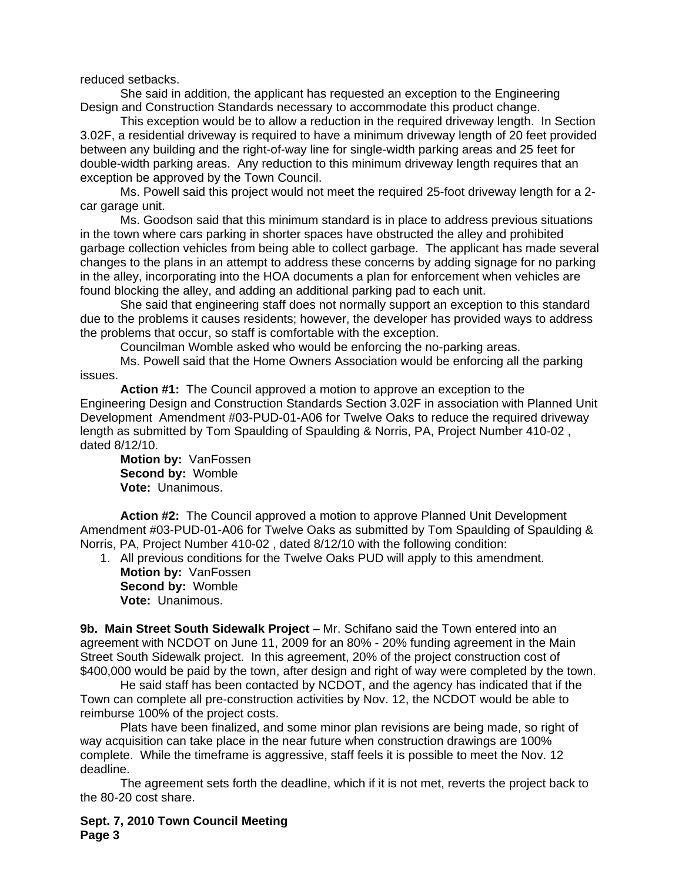reduced setbacks.

She said in addition, the applicant has requested an exception to the Engineering Design and Construction Standards necessary to accommodate this product change.

This exception would be to allow a reduction in the required driveway length. In Section 3.02F, a residential driveway is required to have a minimum driveway length of 20 feet provided between any building and the right-of-way line for single-width parking areas and 25 feet for double-width parking areas. Any reduction to this minimum driveway length requires that an exception be approved by the Town Council.

Ms. Powell said this project would not meet the required 25-foot driveway length for a 2-car garage unit.

Ms. Goodson said that this minimum standard is in place to address previous situations in the town where cars parking in shorter spaces have obstructed the alley and prohibited garbage collection vehicles from being able to collect garbage. The applicant has made several changes to the plans in an attempt to address these concerns by adding signage for no parking in the alley, incorporating into the HOA documents a plan for enforcement when vehicles are found blocking the alley, and adding an additional parking pad to each unit.

She said that engineering staff does not normally support an exception to this standard due to the problems it causes residents; however, the developer has provided ways to address the problems that occur, so staff is comfortable with the exception.

Councilman Womble asked who would be enforcing the no-parking areas.

Ms. Powell said that the Home Owners Association would be enforcing all the parking issues.

**Action #1:** The Council approved a motion to approve an exception to the Engineering Design and Construction Standards Section 3.02F in association with Planned Unit Development Amendment #03-PUD-01-A06 for Twelve Oaks to reduce the required driveway length as submitted by Tom Spaulding of Spaulding & Norris, PA, Project Number 410-02 , dated 8/12/10.

**Motion by:** VanFossen
**Second by:** Womble
**Vote:** Unanimous.

**Action #2:** The Council approved a motion to approve Planned Unit Development Amendment #03-PUD-01-A06 for Twelve Oaks as submitted by Tom Spaulding of Spaulding & Norris, PA, Project Number 410-02 , dated 8/12/10 with the following condition:

1. All previous conditions for the Twelve Oaks PUD will apply to this amendment.
   **Motion by:** VanFossen
   **Second by:** Womble
   **Vote:** Unanimous.

**9b. Main Street South Sidewalk Project** – Mr. Schifano said the Town entered into an agreement with NCDOT on June 11, 2009 for an 80% - 20% funding agreement in the Main Street South Sidewalk project. In this agreement, 20% of the project construction cost of $400,000 would be paid by the town, after design and right of way were completed by the town.

He said staff has been contacted by NCDOT, and the agency has indicated that if the Town can complete all pre-construction activities by Nov. 12, the NCDOT would be able to reimburse 100% of the project costs.

Plats have been finalized, and some minor plan revisions are being made, so right of way acquisition can take place in the near future when construction drawings are 100% complete. While the timeframe is aggressive, staff feels it is possible to meet the Nov. 12 deadline.

The agreement sets forth the deadline, which if it is not met, reverts the project back to the 80-20 cost share.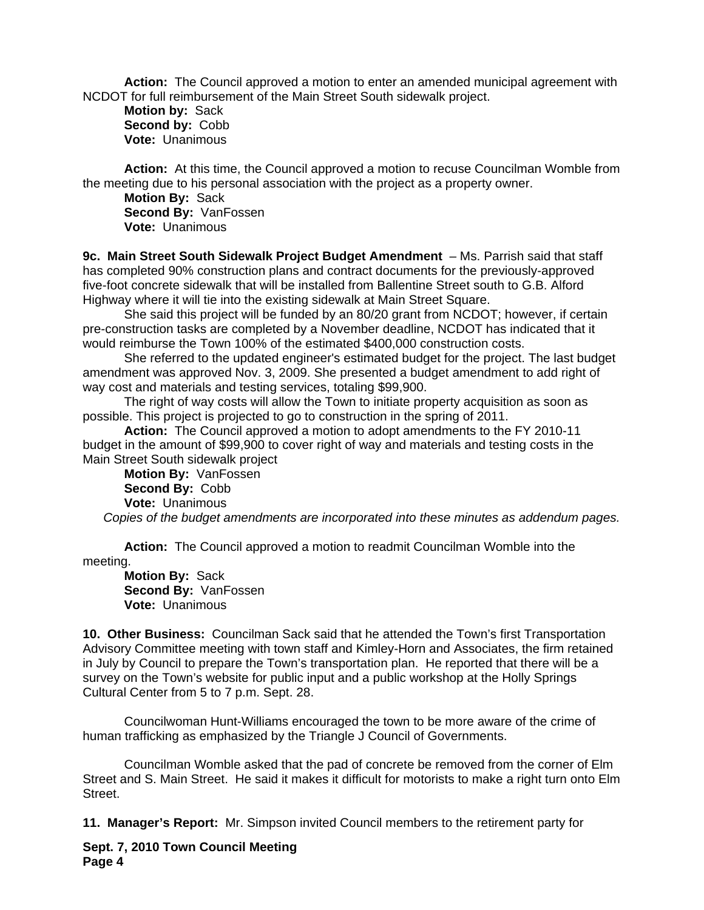**Action:** The Council approved a motion to enter an amended municipal agreement with NCDOT for full reimbursement of the Main Street South sidewalk project.
**Motion by:** Sack
**Second by:** Cobb
**Vote:** Unanimous

**Action:** At this time, the Council approved a motion to recuse Councilman Womble from the meeting due to his personal association with the project as a property owner.
**Motion By:** Sack
**Second By:** VanFossen
**Vote:** Unanimous

**9c. Main Street South Sidewalk Project Budget Amendment** – Ms. Parrish said that staff has completed 90% construction plans and contract documents for the previously-approved five-foot concrete sidewalk that will be installed from Ballentine Street south to G.B. Alford Highway where it will tie into the existing sidewalk at Main Street Square.

She said this project will be funded by an 80/20 grant from NCDOT; however, if certain pre-construction tasks are completed by a November deadline, NCDOT has indicated that it would reimburse the Town 100% of the estimated $400,000 construction costs.

She referred to the updated engineer's estimated budget for the project. The last budget amendment was approved Nov. 3, 2009. She presented a budget amendment to add right of way cost and materials and testing services, totaling $99,900.

The right of way costs will allow the Town to initiate property acquisition as soon as possible. This project is projected to go to construction in the spring of 2011.

**Action:** The Council approved a motion to adopt amendments to the FY 2010-11 budget in the amount of $99,900 to cover right of way and materials and testing costs in the Main Street South sidewalk project
**Motion By:** VanFossen
**Second By:** Cobb
**Vote:** Unanimous
*Copies of the budget amendments are incorporated into these minutes as addendum pages.*

**Action:** The Council approved a motion to readmit Councilman Womble into the meeting.
**Motion By:** Sack
**Second By:** VanFossen
**Vote:** Unanimous

**10. Other Business:** Councilman Sack said that he attended the Town's first Transportation Advisory Committee meeting with town staff and Kimley-Horn and Associates, the firm retained in July by Council to prepare the Town's transportation plan. He reported that there will be a survey on the Town's website for public input and a public workshop at the Holly Springs Cultural Center from 5 to 7 p.m. Sept. 28.

Councilwoman Hunt-Williams encouraged the town to be more aware of the crime of human trafficking as emphasized by the Triangle J Council of Governments.

Councilman Womble asked that the pad of concrete be removed from the corner of Elm Street and S. Main Street. He said it makes it difficult for motorists to make a right turn onto Elm Street.

**11. Manager's Report:** Mr. Simpson invited Council members to the retirement party for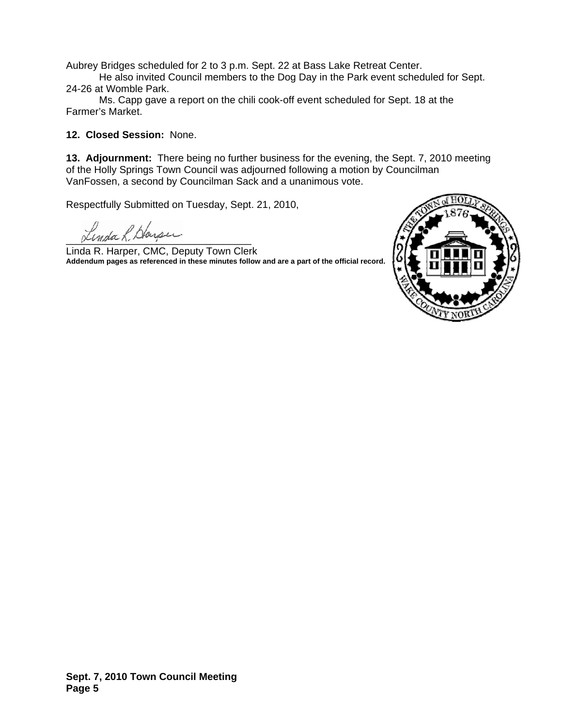Aubrey Bridges scheduled for 2 to 3 p.m. Sept. 22 at Bass Lake Retreat Center.

He also invited Council members to the Dog Day in the Park event scheduled for Sept. 24-26 at Womble Park.

Ms. Capp gave a report on the chili cook-off event scheduled for Sept. 18 at the Farmer's Market.

**12. Closed Session:** None.

**13. Adjournment:** There being no further business for the evening, the Sept. 7, 2010 meeting of the Holly Springs Town Council was adjourned following a motion by Councilman VanFossen, a second by Councilman Sack and a unanimous vote.

Respectfully Submitted on Tuesday, Sept. 21, 2010,

Linda R. Harper

Linda R. Harper, CMC, Deputy Town Clerk

**Addendum pages as referenced in these minutes follow and are a part of the official record.**